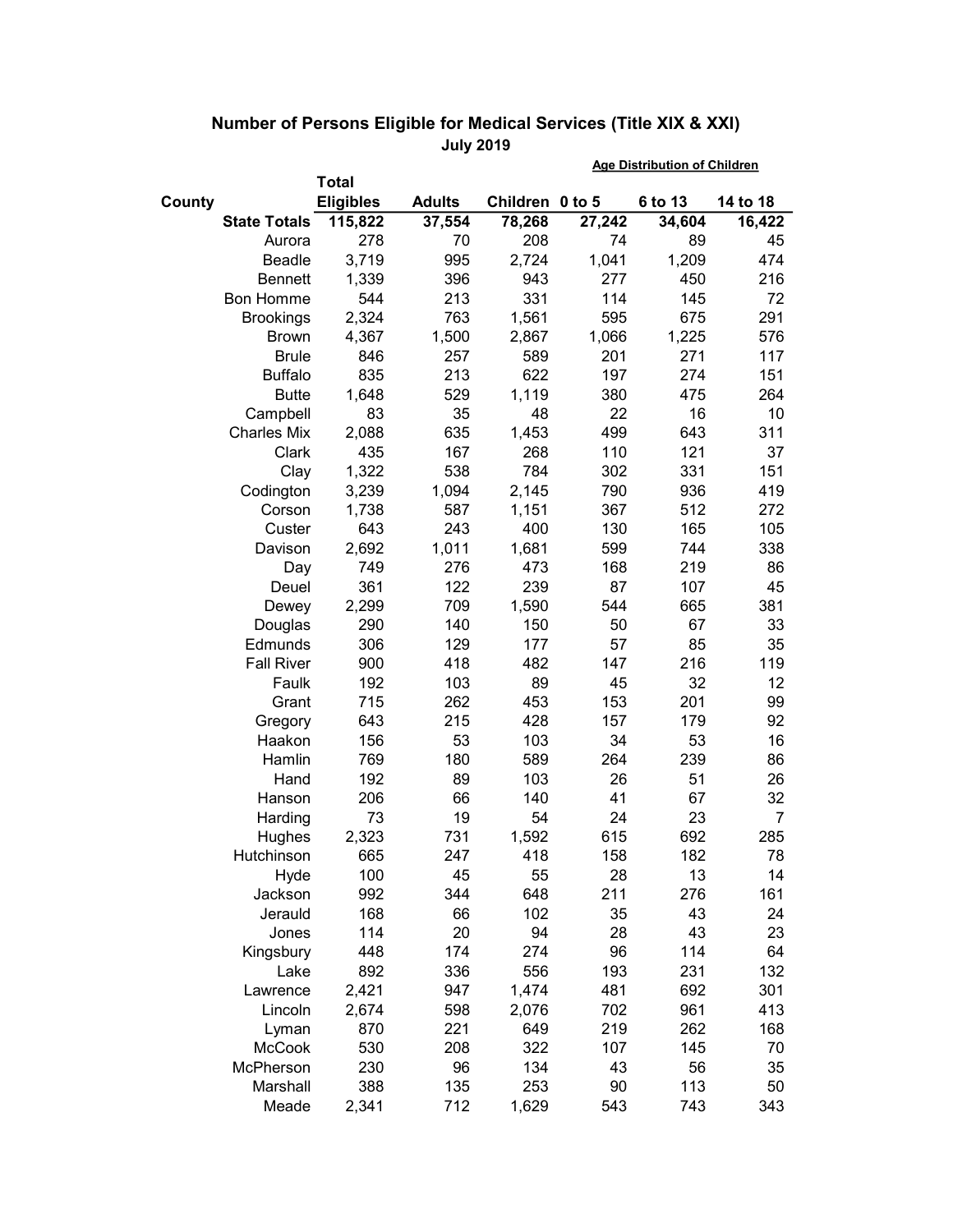## Number of Persons Eligible for Medical Services (Title XIX & XXI)

### July 2019

| County | Total Eligibles | Adults | Children | Age Distribution of Children | | |
|---|---|---|---|---|---|---|
| | | | | 0 to 5 | 6 to 13 | 14 to 18 |
| **State Totals** | **115,822** | **37,554** | **78,268** | **27,242** | **34,604** | **16,422** |
| Aurora | 278 | 70 | 208 | 74 | 89 | 45 |
| Beadle | 3,719 | 995 | 2,724 | 1,041 | 1,209 | 474 |
| Bennett | 1,339 | 396 | 943 | 277 | 450 | 216 |
| Bon Homme | 544 | 213 | 331 | 114 | 145 | 72 |
| Brookings | 2,324 | 763 | 1,561 | 595 | 675 | 291 |
| Brown | 4,367 | 1,500 | 2,867 | 1,066 | 1,225 | 576 |
| Brule | 846 | 257 | 589 | 201 | 271 | 117 |
| Buffalo | 835 | 213 | 622 | 197 | 274 | 151 |
| Butte | 1,648 | 529 | 1,119 | 380 | 475 | 264 |
| Campbell | 83 | 35 | 48 | 22 | 16 | 10 |
| Charles Mix | 2,088 | 635 | 1,453 | 499 | 643 | 311 |
| Clark | 435 | 167 | 268 | 110 | 121 | 37 |
| Clay | 1,322 | 538 | 784 | 302 | 331 | 151 |
| Codington | 3,239 | 1,094 | 2,145 | 790 | 936 | 419 |
| Corson | 1,738 | 587 | 1,151 | 367 | 512 | 272 |
| Custer | 643 | 243 | 400 | 130 | 165 | 105 |
| Davison | 2,692 | 1,011 | 1,681 | 599 | 744 | 338 |
| Day | 749 | 276 | 473 | 168 | 219 | 86 |
| Deuel | 361 | 122 | 239 | 87 | 107 | 45 |
| Dewey | 2,299 | 709 | 1,590 | 544 | 665 | 381 |
| Douglas | 290 | 140 | 150 | 50 | 67 | 33 |
| Edmunds | 306 | 129 | 177 | 57 | 85 | 35 |
| Fall River | 900 | 418 | 482 | 147 | 216 | 119 |
| Faulk | 192 | 103 | 89 | 45 | 32 | 12 |
| Grant | 715 | 262 | 453 | 153 | 201 | 99 |
| Gregory | 643 | 215 | 428 | 157 | 179 | 92 |
| Haakon | 156 | 53 | 103 | 34 | 53 | 16 |
| Hamlin | 769 | 180 | 589 | 264 | 239 | 86 |
| Hand | 192 | 89 | 103 | 26 | 51 | 26 |
| Hanson | 206 | 66 | 140 | 41 | 67 | 32 |
| Harding | 73 | 19 | 54 | 24 | 23 | 7 |
| Hughes | 2,323 | 731 | 1,592 | 615 | 692 | 285 |
| Hutchinson | 665 | 247 | 418 | 158 | 182 | 78 |
| Hyde | 100 | 45 | 55 | 28 | 13 | 14 |
| Jackson | 992 | 344 | 648 | 211 | 276 | 161 |
| Jerauld | 168 | 66 | 102 | 35 | 43 | 24 |
| Jones | 114 | 20 | 94 | 28 | 43 | 23 |
| Kingsbury | 448 | 174 | 274 | 96 | 114 | 64 |
| Lake | 892 | 336 | 556 | 193 | 231 | 132 |
| Lawrence | 2,421 | 947 | 1,474 | 481 | 692 | 301 |
| Lincoln | 2,674 | 598 | 2,076 | 702 | 961 | 413 |
| Lyman | 870 | 221 | 649 | 219 | 262 | 168 |
| McCook | 530 | 208 | 322 | 107 | 145 | 70 |
| McPherson | 230 | 96 | 134 | 43 | 56 | 35 |
| Marshall | 388 | 135 | 253 | 90 | 113 | 50 |
| Meade | 2,341 | 712 | 1,629 | 543 | 743 | 343 |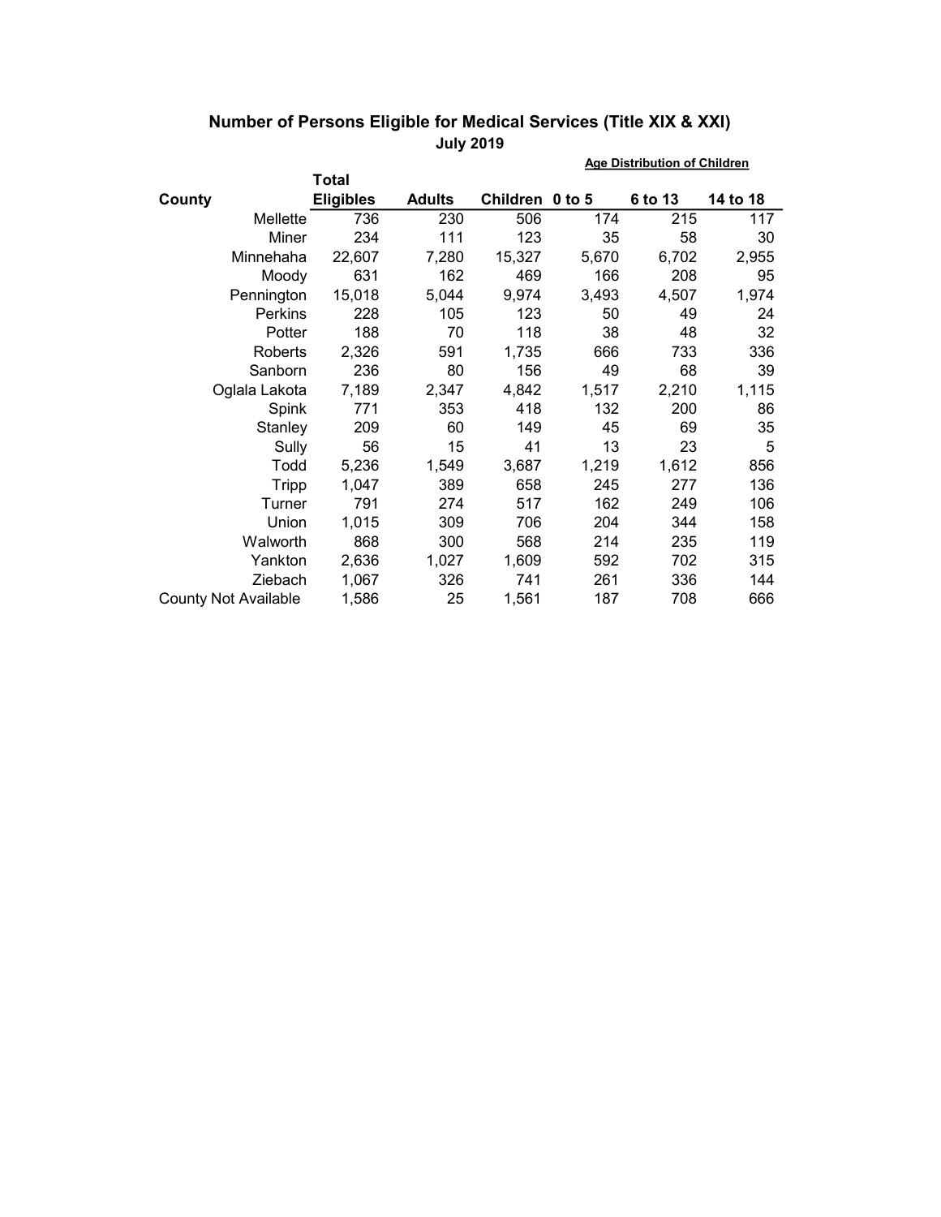**Number of Persons Eligible for Medical Services (Title XIX & XXI)**

**July 2019**

| County | Total Eligibles | Adults | Children | Age Distribution of Children | | |
|---|---|---|---|---|---|---|
| | | | | 0 to 5 | 6 to 13 | 14 to 18 |
| Mellette | 736 | 230 | 506 | 174 | 215 | 117 |
| Miner | 234 | 111 | 123 | 35 | 58 | 30 |
| Minnehaha | 22,607 | 7,280 | 15,327 | 5,670 | 6,702 | 2,955 |
| Moody | 631 | 162 | 469 | 166 | 208 | 95 |
| Pennington | 15,018 | 5,044 | 9,974 | 3,493 | 4,507 | 1,974 |
| Perkins | 228 | 105 | 123 | 50 | 49 | 24 |
| Potter | 188 | 70 | 118 | 38 | 48 | 32 |
| Roberts | 2,326 | 591 | 1,735 | 666 | 733 | 336 |
| Sanborn | 236 | 80 | 156 | 49 | 68 | 39 |
| Oglala Lakota | 7,189 | 2,347 | 4,842 | 1,517 | 2,210 | 1,115 |
| Spink | 771 | 353 | 418 | 132 | 200 | 86 |
| Stanley | 209 | 60 | 149 | 45 | 69 | 35 |
| Sully | 56 | 15 | 41 | 13 | 23 | 5 |
| Todd | 5,236 | 1,549 | 3,687 | 1,219 | 1,612 | 856 |
| Tripp | 1,047 | 389 | 658 | 245 | 277 | 136 |
| Turner | 791 | 274 | 517 | 162 | 249 | 106 |
| Union | 1,015 | 309 | 706 | 204 | 344 | 158 |
| Walworth | 868 | 300 | 568 | 214 | 235 | 119 |
| Yankton | 2,636 | 1,027 | 1,609 | 592 | 702 | 315 |
| Ziebach | 1,067 | 326 | 741 | 261 | 336 | 144 |
| County Not Available | 1,586 | 25 | 1,561 | 187 | 708 | 666 |